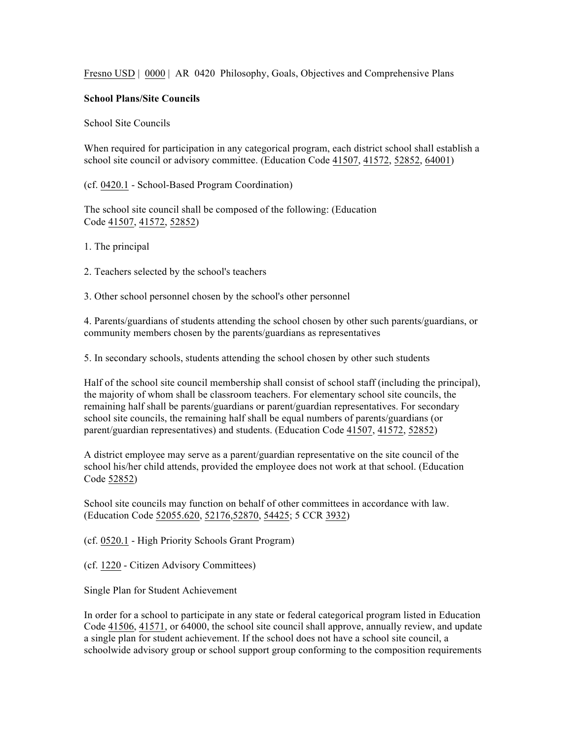Fresno USD | 0000 | AR 0420 Philosophy, Goals, Objectives and Comprehensive Plans

**School Plans/Site Councils**

School Site Councils

When required for participation in any categorical program, each district school shall establish a school site council or advisory committee. (Education Code 41507, 41572, 52852, 64001)

(cf. 0420.1 - School-Based Program Coordination)

The school site council shall be composed of the following: (Education Code 41507, 41572, 52852)

1. The principal

2. Teachers selected by the school's teachers

3. Other school personnel chosen by the school's other personnel

4. Parents/guardians of students attending the school chosen by other such parents/guardians, or community members chosen by the parents/guardians as representatives

5. In secondary schools, students attending the school chosen by other such students

Half of the school site council membership shall consist of school staff (including the principal), the majority of whom shall be classroom teachers. For elementary school site councils, the remaining half shall be parents/guardians or parent/guardian representatives. For secondary school site councils, the remaining half shall be equal numbers of parents/guardians (or parent/guardian representatives) and students. (Education Code 41507, 41572, 52852)

A district employee may serve as a parent/guardian representative on the site council of the school his/her child attends, provided the employee does not work at that school. (Education Code 52852)

School site councils may function on behalf of other committees in accordance with law. (Education Code 52055.620, 52176,52870, 54425; 5 CCR 3932)

(cf. 0520.1 - High Priority Schools Grant Program)

(cf. 1220 - Citizen Advisory Committees)

Single Plan for Student Achievement

In order for a school to participate in any state or federal categorical program listed in Education Code 41506, 41571, or 64000, the school site council shall approve, annually review, and update a single plan for student achievement. If the school does not have a school site council, a schoolwide advisory group or school support group conforming to the composition requirements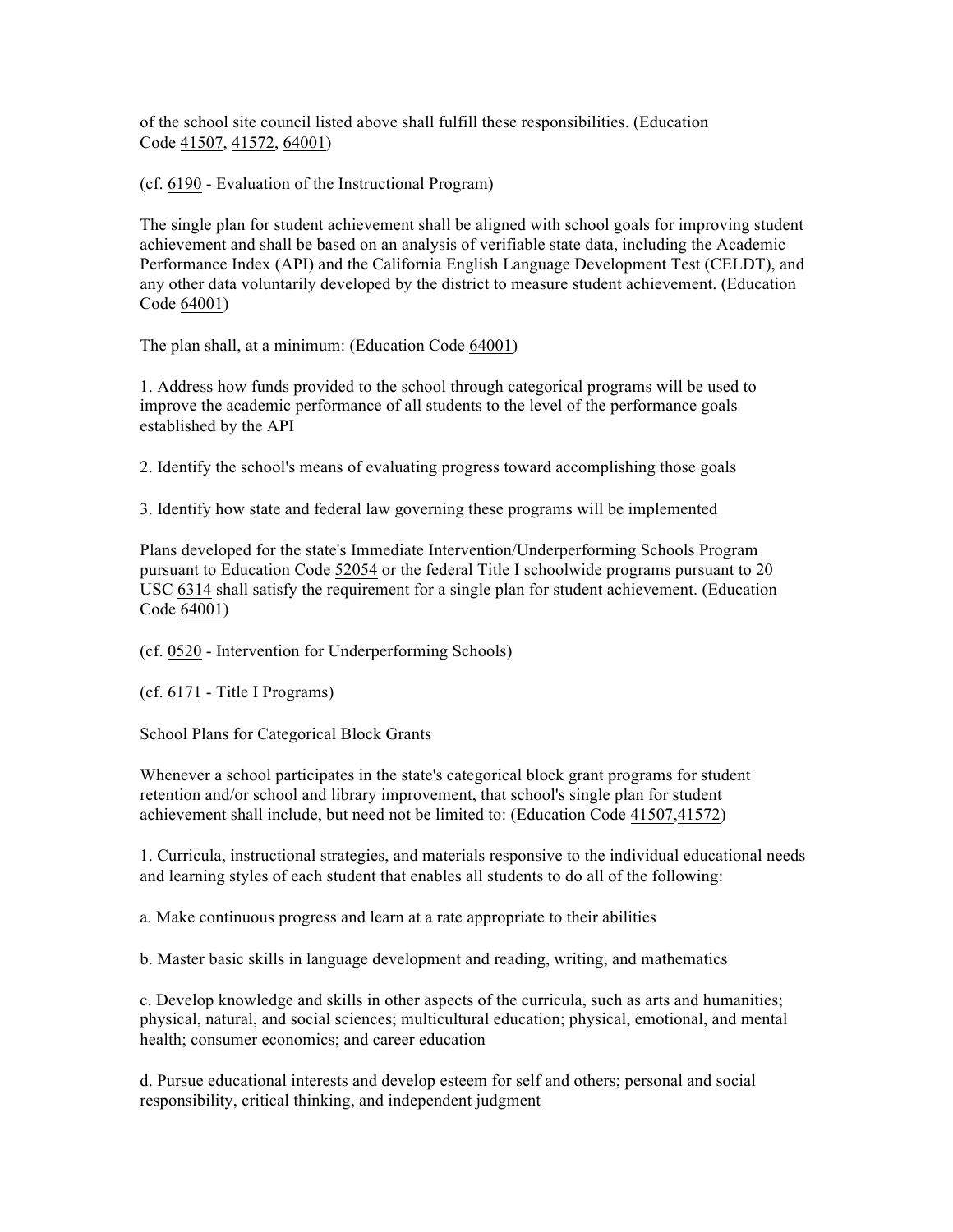of the school site council listed above shall fulfill these responsibilities. (Education Code 41507, 41572, 64001)

(cf. 6190 - Evaluation of the Instructional Program)

The single plan for student achievement shall be aligned with school goals for improving student achievement and shall be based on an analysis of verifiable state data, including the Academic Performance Index (API) and the California English Language Development Test (CELDT), and any other data voluntarily developed by the district to measure student achievement. (Education Code 64001)

The plan shall, at a minimum: (Education Code 64001)

1. Address how funds provided to the school through categorical programs will be used to improve the academic performance of all students to the level of the performance goals established by the API

2. Identify the school's means of evaluating progress toward accomplishing those goals

3. Identify how state and federal law governing these programs will be implemented

Plans developed for the state's Immediate Intervention/Underperforming Schools Program pursuant to Education Code 52054 or the federal Title I schoolwide programs pursuant to 20 USC 6314 shall satisfy the requirement for a single plan for student achievement. (Education Code 64001)

(cf. 0520 - Intervention for Underperforming Schools)

(cf. 6171 - Title I Programs)

School Plans for Categorical Block Grants

Whenever a school participates in the state's categorical block grant programs for student retention and/or school and library improvement, that school's single plan for student achievement shall include, but need not be limited to: (Education Code 41507,41572)

1. Curricula, instructional strategies, and materials responsive to the individual educational needs and learning styles of each student that enables all students to do all of the following:

a. Make continuous progress and learn at a rate appropriate to their abilities

b. Master basic skills in language development and reading, writing, and mathematics

c. Develop knowledge and skills in other aspects of the curricula, such as arts and humanities; physical, natural, and social sciences; multicultural education; physical, emotional, and mental health; consumer economics; and career education

d. Pursue educational interests and develop esteem for self and others; personal and social responsibility, critical thinking, and independent judgment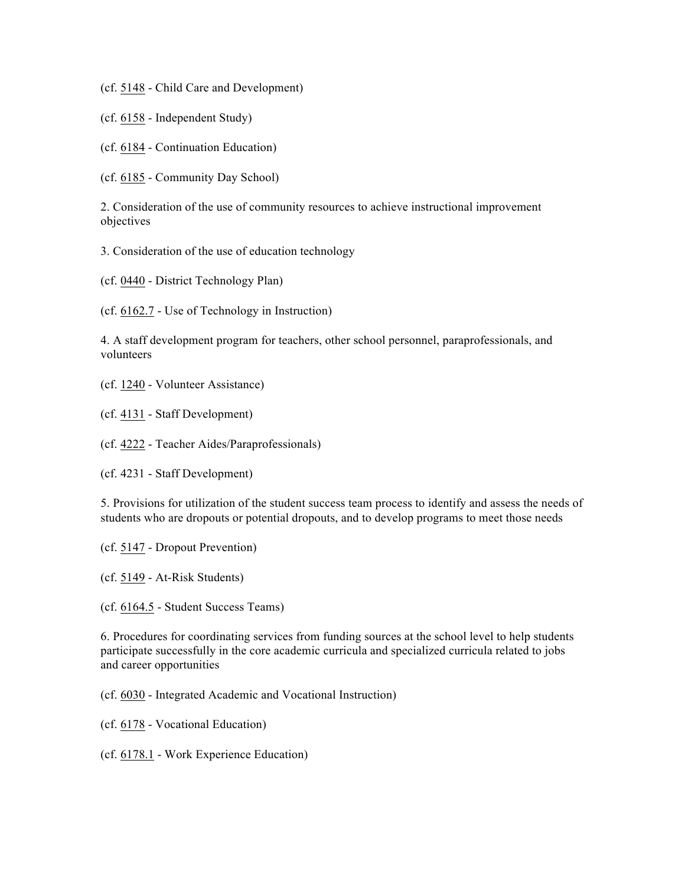(cf. 5148 - Child Care and Development)

(cf. 6158 - Independent Study)

(cf. 6184 - Continuation Education)

(cf. 6185 - Community Day School)

2. Consideration of the use of community resources to achieve instructional improvement objectives

3. Consideration of the use of education technology

(cf. 0440 - District Technology Plan)

(cf. 6162.7 - Use of Technology in Instruction)

4. A staff development program for teachers, other school personnel, paraprofessionals, and volunteers

(cf. 1240 - Volunteer Assistance)

(cf. 4131 - Staff Development)

(cf. 4222 - Teacher Aides/Paraprofessionals)

(cf. 4231 - Staff Development)

5. Provisions for utilization of the student success team process to identify and assess the needs of students who are dropouts or potential dropouts, and to develop programs to meet those needs

(cf. 5147 - Dropout Prevention)

(cf. 5149 - At-Risk Students)

(cf. 6164.5 - Student Success Teams)

6. Procedures for coordinating services from funding sources at the school level to help students participate successfully in the core academic curricula and specialized curricula related to jobs and career opportunities

(cf. 6030 - Integrated Academic and Vocational Instruction)

(cf. 6178 - Vocational Education)

(cf. 6178.1 - Work Experience Education)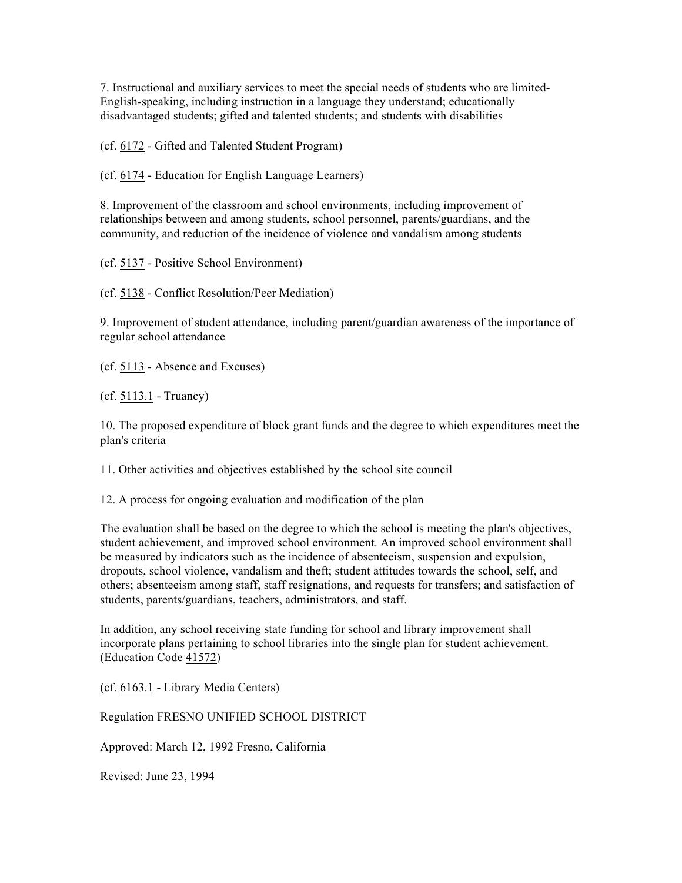7. Instructional and auxiliary services to meet the special needs of students who are limited-English-speaking, including instruction in a language they understand; educationally disadvantaged students; gifted and talented students; and students with disabilities

(cf. 6172 - Gifted and Talented Student Program)

(cf. 6174 - Education for English Language Learners)

8. Improvement of the classroom and school environments, including improvement of relationships between and among students, school personnel, parents/guardians, and the community, and reduction of the incidence of violence and vandalism among students

(cf. 5137 - Positive School Environment)

(cf. 5138 - Conflict Resolution/Peer Mediation)

9. Improvement of student attendance, including parent/guardian awareness of the importance of regular school attendance

(cf. 5113 - Absence and Excuses)

(cf. 5113.1 - Truancy)

10. The proposed expenditure of block grant funds and the degree to which expenditures meet the plan's criteria

11. Other activities and objectives established by the school site council

12. A process for ongoing evaluation and modification of the plan

The evaluation shall be based on the degree to which the school is meeting the plan's objectives, student achievement, and improved school environment. An improved school environment shall be measured by indicators such as the incidence of absenteeism, suspension and expulsion, dropouts, school violence, vandalism and theft; student attitudes towards the school, self, and others; absenteeism among staff, staff resignations, and requests for transfers; and satisfaction of students, parents/guardians, teachers, administrators, and staff.

In addition, any school receiving state funding for school and library improvement shall incorporate plans pertaining to school libraries into the single plan for student achievement. (Education Code 41572)

(cf. 6163.1 - Library Media Centers)

Regulation FRESNO UNIFIED SCHOOL DISTRICT

Approved: March 12, 1992 Fresno, California

Revised: June 23, 1994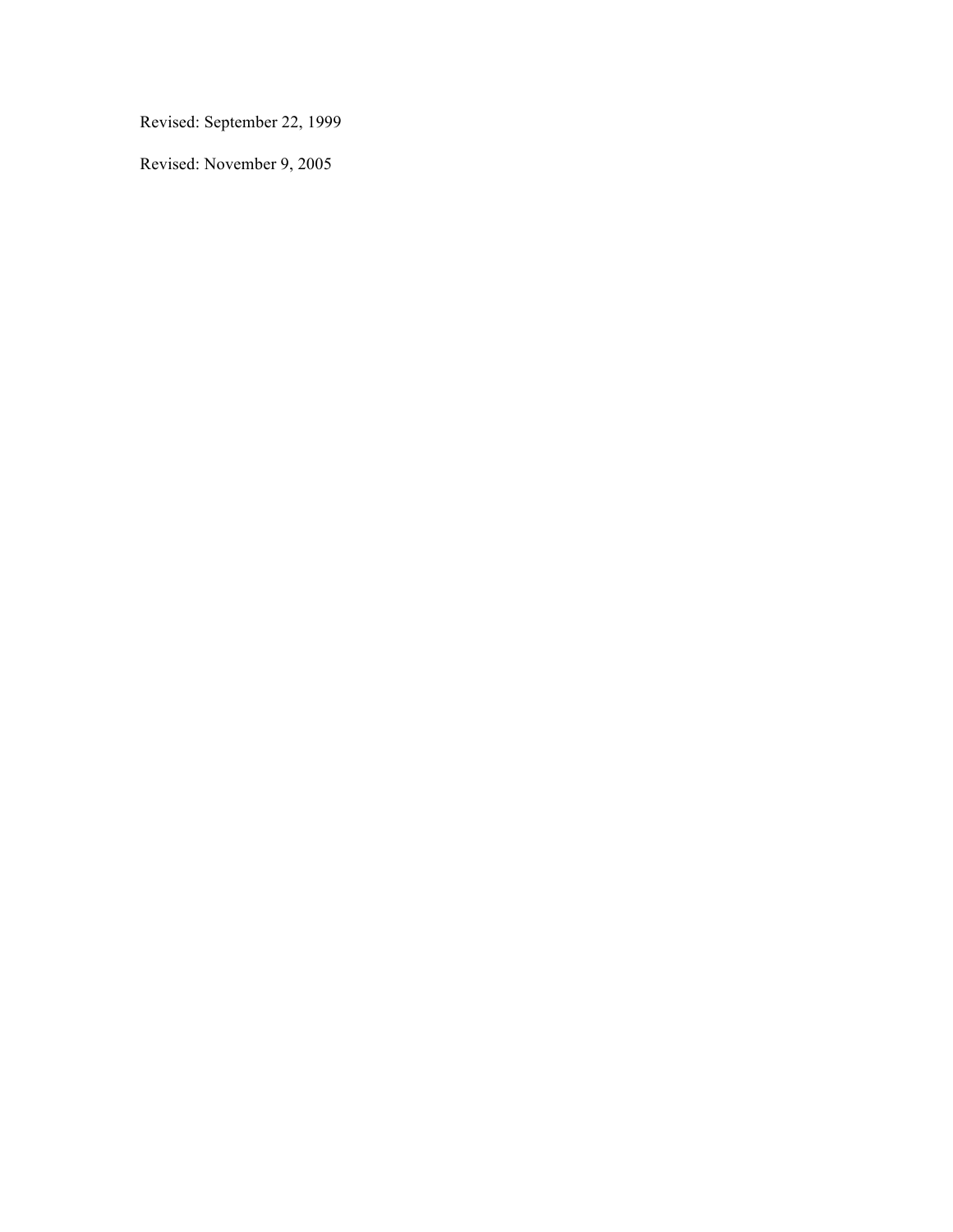Revised: September 22, 1999

Revised: November 9, 2005